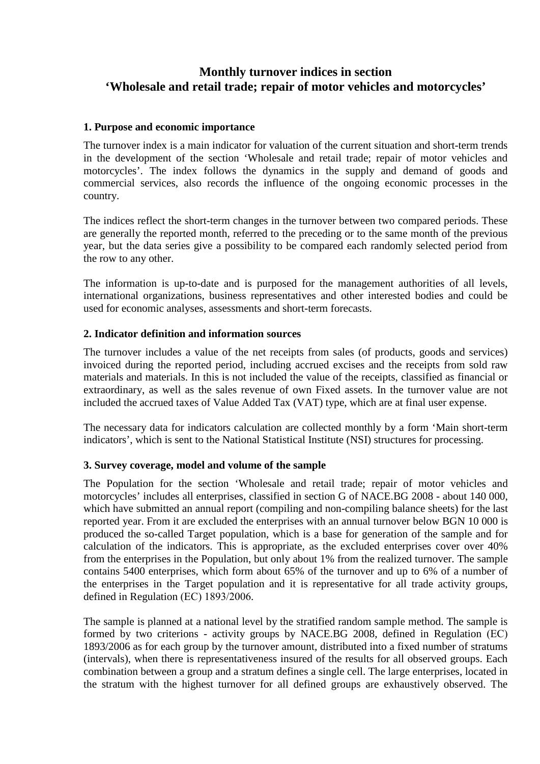# Monthly turnover indices in section 'Wholesale and retail trade; repair of motor vehicles and motorcycles'

## 1. Purpose and economic importance

The turnover index is a main indicator for valuation of the current situation and short-term trends in the development of the section 'Wholesale and retail trade; repair of motor vehicles and motorcycles'. The index follows the dynamics in the supply and demand of goods and commercial services, also records the influence of the ongoing economic processes in the country.

The indices reflect the short-term changes in the turnover between two compared periods. These are generally the reported month, referred to the preceding or to the same month of the previous year, but the data series give a possibility to be compared each randomly selected period from the row to any other.

The information is up-to-date and is purposed for the management authorities of all levels, international organizations, business representatives and other interested bodies and could be used for economic analyses, assessments and short-term forecasts.

## 2. Indicator definition and information sources

The turnover includes a value of the net receipts from sales (of products, goods and services) invoiced during the reported period, including accrued excises and the receipts from sold raw materials and materials. In this is not included the value of the receipts, classified as financial or extraordinary, as well as the sales revenue of own Fixed assets. In the turnover value are not included the accrued taxes of Value Added Tax (VAT) type, which are at final user expense.

The necessary data for indicators calculation are collected monthly by a form 'Main short-term indicators', which is sent to the National Statistical Institute (NSI) structures for processing.

## 3. Survey coverage, model and volume of the sample

The Population for the section 'Wholesale and retail trade; repair of motor vehicles and motorcycles' includes all enterprises, classified in section G of NACE.BG 2008 - about 140 000, which have submitted an annual report (compiling and non-compiling balance sheets) for the last reported year. From it are excluded the enterprises with an annual turnover below BGN 10 000 is produced the so-called Target population, which is a base for generation of the sample and for calculation of the indicators. This is appropriate, as the excluded enterprises cover over 40% from the enterprises in the Population, but only about 1% from the realized turnover. The sample contains 5400 enterprises, which form about 65% of the turnover and up to 6% of a number of the enterprises in the Target population and it is representative for all trade activity groups, defined in Regulation (EC) 1893/2006.

The sample is planned at a national level by the stratified random sample method. The sample is formed by two criterions - activity groups by NACE.BG 2008, defined in Regulation (EC) 1893/2006 as for each group by the turnover amount, distributed into a fixed number of stratums (intervals), when there is representativeness insured of the results for all observed groups. Each combination between a group and a stratum defines a single cell. The large enterprises, located in the stratum with the highest turnover for all defined groups are exhaustively observed. The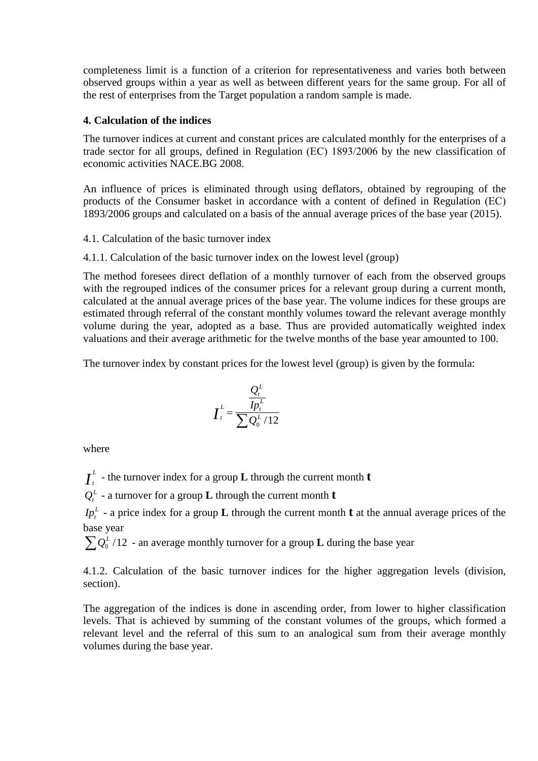completeness limit is a function of a criterion for representativeness and varies both between observed groups within a year as well as between different years for the same group. For all of the rest of enterprises from the Target population a random sample is made.

### 4. Calculation of the indices

The turnover indices at current and constant prices are calculated monthly for the enterprises of a trade sector for all groups, defined in Regulation (EC) 1893/2006 by the new classification of economic activities NACE.BG 2008.

An influence of prices is eliminated through using deflators, obtained by regrouping of the products of the Consumer basket in accordance with a content of defined in Regulation (EC) 1893/2006 groups and calculated on a basis of the annual average prices of the base year (2015).

4.1. Calculation of the basic turnover index

4.1.1. Calculation of the basic turnover index on the lowest level (group)

The method foresees direct deflation of a monthly turnover of each from the observed groups with the regrouped indices of the consumer prices for a relevant group during a current month, calculated at the annual average prices of the base year. The volume indices for these groups are estimated through referral of the constant monthly volumes toward the relevant average monthly volume during the year, adopted as a base. Thus are provided automatically weighted index valuations and their average arithmetic for the twelve months of the base year amounted to 100.

The turnover index by constant prices for the lowest level (group) is given by the formula:

$$I_t^L = \frac{\dfrac{Q_t^L}{Ip_t^L}}{\sum Q_0^L / 12}$$

where

$I_t^L$ - the turnover index for a group **L** through the current month **t**

$Q_t^L$ - a turnover for a group **L** through the current month **t**

$Ip_t^L$ - a price index for a group **L** through the current month **t** at the annual average prices of the base year

$\sum Q_0^L / 12$ - an average monthly turnover for a group **L** during the base year

4.1.2. Calculation of the basic turnover indices for the higher aggregation levels (division, section).

The aggregation of the indices is done in ascending order, from lower to higher classification levels. That is achieved by summing of the constant volumes of the groups, which formed a relevant level and the referral of this sum to an analogical sum from their average monthly volumes during the base year.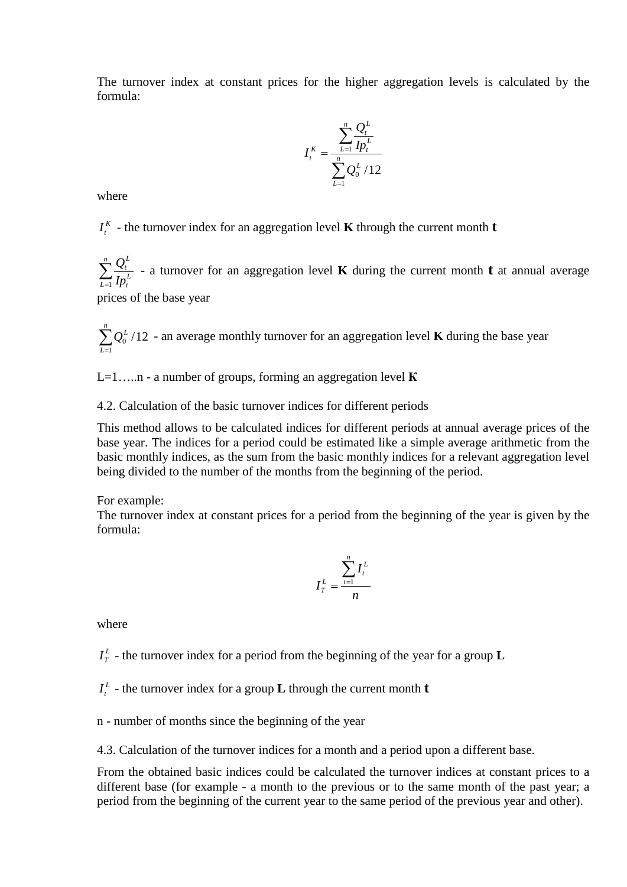The turnover index at constant prices for the higher aggregation levels is calculated by the formula:

$$I_t^K = \frac{\sum_{L=1}^{n} \frac{Q_t^L}{Ip_t^L}}{\sum_{L=1}^{n} Q_0^L / 12}$$

where

$I_t^K$ - the turnover index for an aggregation level **K** through the current month **t**

$\sum_{L=1}^{n} \frac{Q_t^L}{Ip_t^L}$ - a turnover for an aggregation level **K** during the current month **t** at annual average prices of the base year

$\sum_{L=1}^{n} Q_0^L / 12$ - an average monthly turnover for an aggregation level **K** during the base year

L=1…..n - a number of groups, forming an aggregation level **К**

4.2. Calculation of the basic turnover indices for different periods

This method allows to be calculated indices for different periods at annual average prices of the base year. The indices for a period could be estimated like a simple average arithmetic from the basic monthly indices, as the sum from the basic monthly indices for a relevant aggregation level being divided to the number of the months from the beginning of the period.

For example:
The turnover index at constant prices for a period from the beginning of the year is given by the formula:

$$I_T^L = \frac{\sum_{t=1}^{n} I_t^L}{n}$$

where

$I_T^L$ - the turnover index for a period from the beginning of the year for a group **L**

$I_t^L$ - the turnover index for a group **L** through the current month **t**

n - number of months since the beginning of the year

4.3. Calculation of the turnover indices for a month and a period upon a different base.

From the obtained basic indices could be calculated the turnover indices at constant prices to a different base (for example - a month to the previous or to the same month of the past year; a period from the beginning of the current year to the same period of the previous year and other).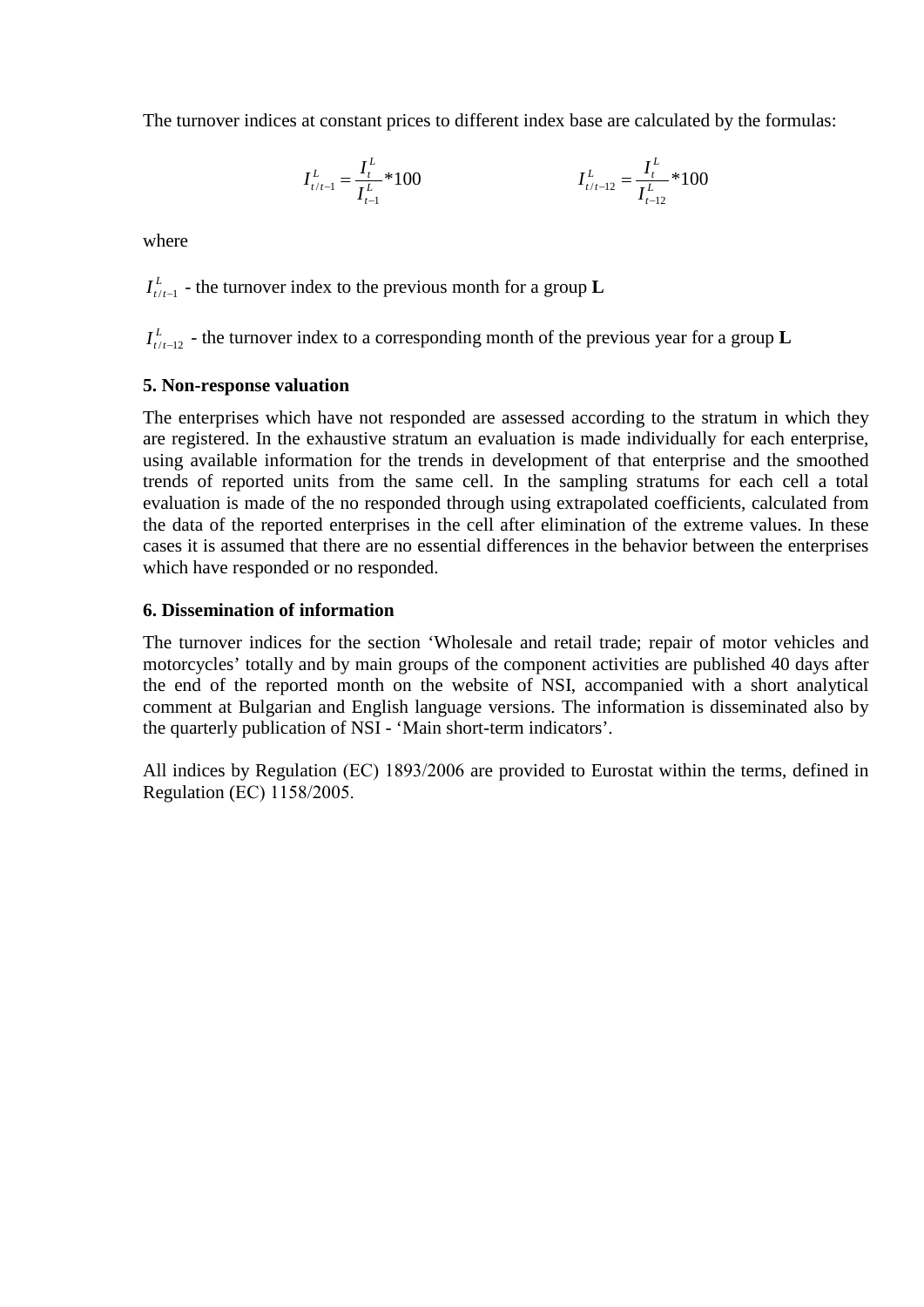The turnover indices at constant prices to different index base are calculated by the formulas:

$$I^{L}_{t/t-1} = \frac{I^{L}_{t}}{I^{L}_{t-1}} * 100 \qquad\qquad I^{L}_{t/t-12} = \frac{I^{L}_{t}}{I^{L}_{t-12}} * 100$$

where

$I^{L}_{t/t-1}$ - the turnover index to the previous month for a group **L**

$I^{L}_{t/t-12}$ - the turnover index to a corresponding month of the previous year for a group **L**

**5. Non-response valuation**

The enterprises which have not responded are assessed according to the stratum in which they are registered. In the exhaustive stratum an evaluation is made individually for each enterprise, using available information for the trends in development of that enterprise and the smoothed trends of reported units from the same cell. In the sampling stratums for each cell a total evaluation is made of the no responded through using extrapolated coefficients, calculated from the data of the reported enterprises in the cell after elimination of the extreme values. In these cases it is assumed that there are no essential differences in the behavior between the enterprises which have responded or no responded.

**6. Dissemination of information**

The turnover indices for the section 'Wholesale and retail trade; repair of motor vehicles and motorcycles' totally and by main groups of the component activities are published 40 days after the end of the reported month on the website of NSI, accompanied with a short analytical comment at Bulgarian and English language versions. The information is disseminated also by the quarterly publication of NSI - 'Main short-term indicators'.

All indices by Regulation (EC) 1893/2006 are provided to Eurostat within the terms, defined in Regulation (EC) 1158/2005.